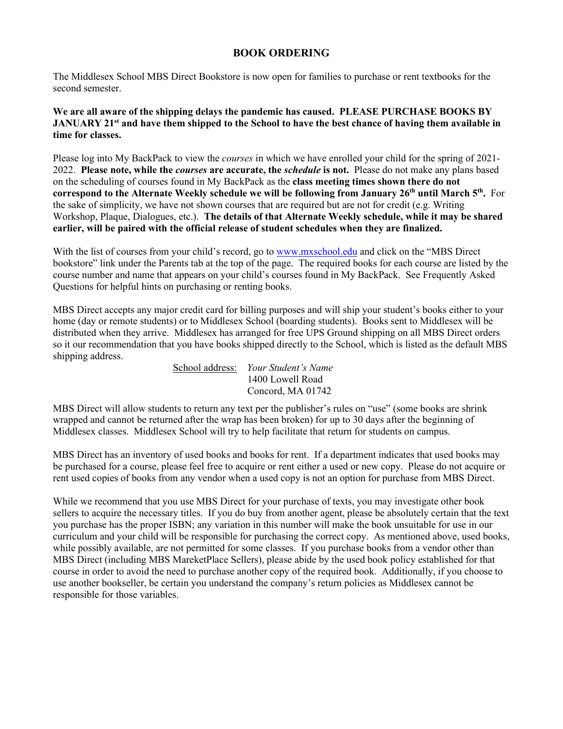# BOOK ORDERING

The Middlesex School MBS Direct Bookstore is now open for families to purchase or rent textbooks for the second semester.

**We are all aware of the shipping delays the pandemic has caused. PLEASE PURCHASE BOOKS BY JANUARY 21st and have them shipped to the School to have the best chance of having them available in time for classes.**

Please log into My BackPack to view the *courses* in which we have enrolled your child for the spring of 2021-2022. **Please note, while the *courses* are accurate, the *schedule* is not.** Please do not make any plans based on the scheduling of courses found in My BackPack as the **class meeting times shown there do not correspond to the Alternate Weekly schedule we will be following from January 26th until March 5th.** For the sake of simplicity, we have not shown courses that are required but are not for credit (e.g. Writing Workshop, Plaque, Dialogues, etc.). **The details of that Alternate Weekly schedule, while it may be shared earlier, will be paired with the official release of student schedules when they are finalized.**

With the list of courses from your child's record, go to [www.mxschool.edu](http://www.mxschool.edu) and click on the "MBS Direct bookstore" link under the Parents tab at the top of the page. The required books for each course are listed by the course number and name that appears on your child's courses found in My BackPack. See Frequently Asked Questions for helpful hints on purchasing or renting books.

MBS Direct accepts any major credit card for billing purposes and will ship your student's books either to your home (day or remote students) or to Middlesex School (boarding students). Books sent to Middlesex will be distributed when they arrive. Middlesex has arranged for free UPS Ground shipping on all MBS Direct orders so it our recommendation that you have books shipped directly to the School, which is listed as the default MBS shipping address.

School address: *Your Student's Name*
1400 Lowell Road
Concord, MA 01742

MBS Direct will allow students to return any text per the publisher's rules on "use" (some books are shrink wrapped and cannot be returned after the wrap has been broken) for up to 30 days after the beginning of Middlesex classes. Middlesex School will try to help facilitate that return for students on campus.

MBS Direct has an inventory of used books and books for rent. If a department indicates that used books may be purchased for a course, please feel free to acquire or rent either a used or new copy. Please do not acquire or rent used copies of books from any vendor when a used copy is not an option for purchase from MBS Direct.

While we recommend that you use MBS Direct for your purchase of texts, you may investigate other book sellers to acquire the necessary titles. If you do buy from another agent, please be absolutely certain that the text you purchase has the proper ISBN; any variation in this number will make the book unsuitable for use in our curriculum and your child will be responsible for purchasing the correct copy. As mentioned above, used books, while possibly available, are not permitted for some classes. If you purchase books from a vendor other than MBS Direct (including MBS MareketPlace Sellers), please abide by the used book policy established for that course in order to avoid the need to purchase another copy of the required book. Additionally, if you choose to use another bookseller, be certain you understand the company's return policies as Middlesex cannot be responsible for those variables.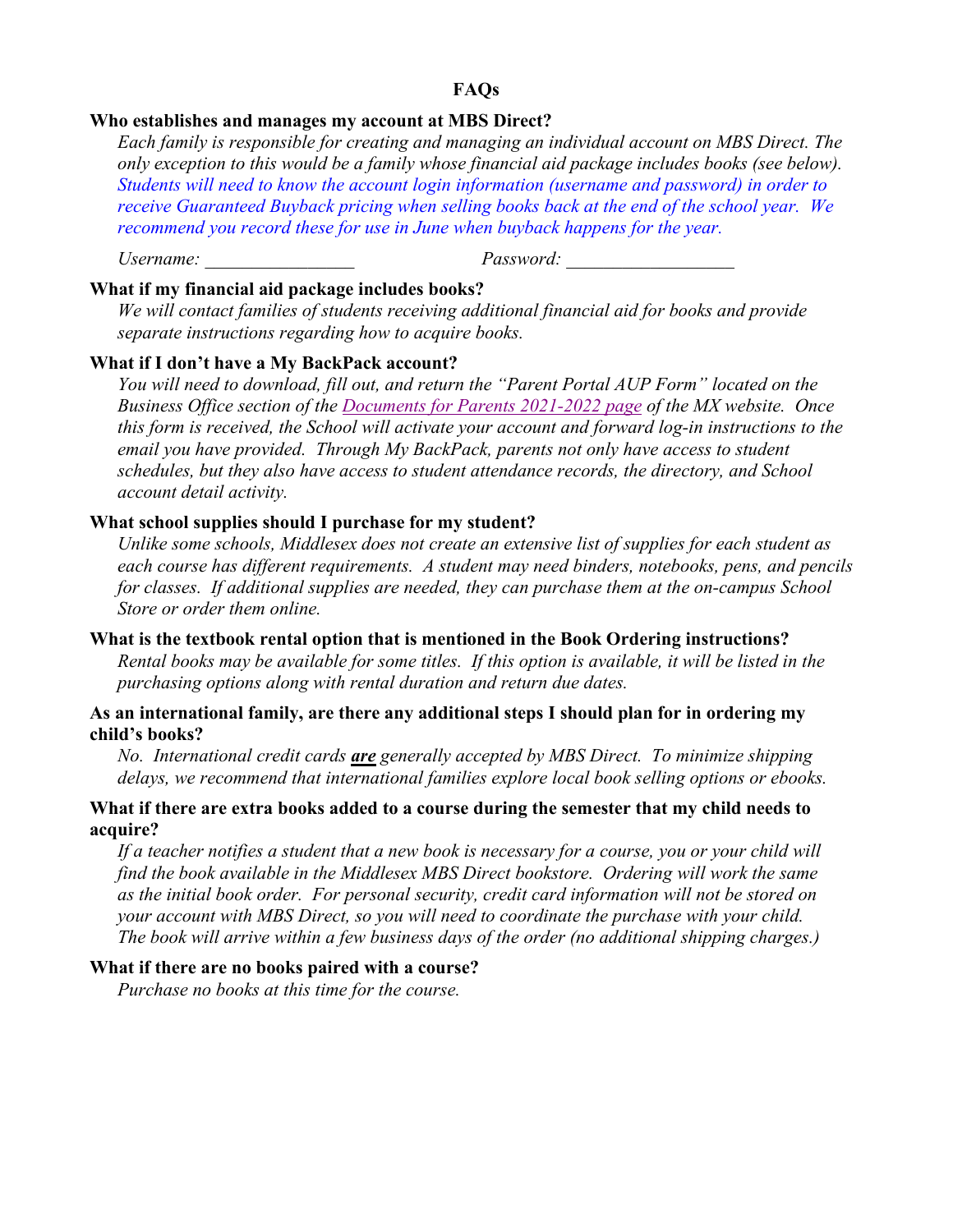## FAQs

**Who establishes and manages my account at MBS Direct?**

*Each family is responsible for creating and managing an individual account on MBS Direct. The only exception to this would be a family whose financial aid package includes books (see below). Students will need to know the account login information (username and password) in order to receive Guaranteed Buyback pricing when selling books back at the end of the school year. We recommend you record these for use in June when buyback happens for the year.*

*Username:* ________________ *Password:* __________________

**What if my financial aid package includes books?**

*We will contact families of students receiving additional financial aid for books and provide separate instructions regarding how to acquire books.*

**What if I don't have a My BackPack account?**

*You will need to download, fill out, and return the "Parent Portal AUP Form" located on the Business Office section of the Documents for Parents 2021-2022 page of the MX website. Once this form is received, the School will activate your account and forward log-in instructions to the email you have provided. Through My BackPack, parents not only have access to student schedules, but they also have access to student attendance records, the directory, and School account detail activity.*

**What school supplies should I purchase for my student?**

*Unlike some schools, Middlesex does not create an extensive list of supplies for each student as each course has different requirements. A student may need binders, notebooks, pens, and pencils for classes. If additional supplies are needed, they can purchase them at the on-campus School Store or order them online.*

**What is the textbook rental option that is mentioned in the Book Ordering instructions?**

*Rental books may be available for some titles. If this option is available, it will be listed in the purchasing options along with rental duration and return due dates.*

**As an international family, are there any additional steps I should plan for in ordering my child's books?**

*No. International credit cards **are** generally accepted by MBS Direct. To minimize shipping delays, we recommend that international families explore local book selling options or ebooks.*

**What if there are extra books added to a course during the semester that my child needs to acquire?**

*If a teacher notifies a student that a new book is necessary for a course, you or your child will find the book available in the Middlesex MBS Direct bookstore. Ordering will work the same as the initial book order. For personal security, credit card information will not be stored on your account with MBS Direct, so you will need to coordinate the purchase with your child. The book will arrive within a few business days of the order (no additional shipping charges.)*

**What if there are no books paired with a course?**

*Purchase no books at this time for the course.*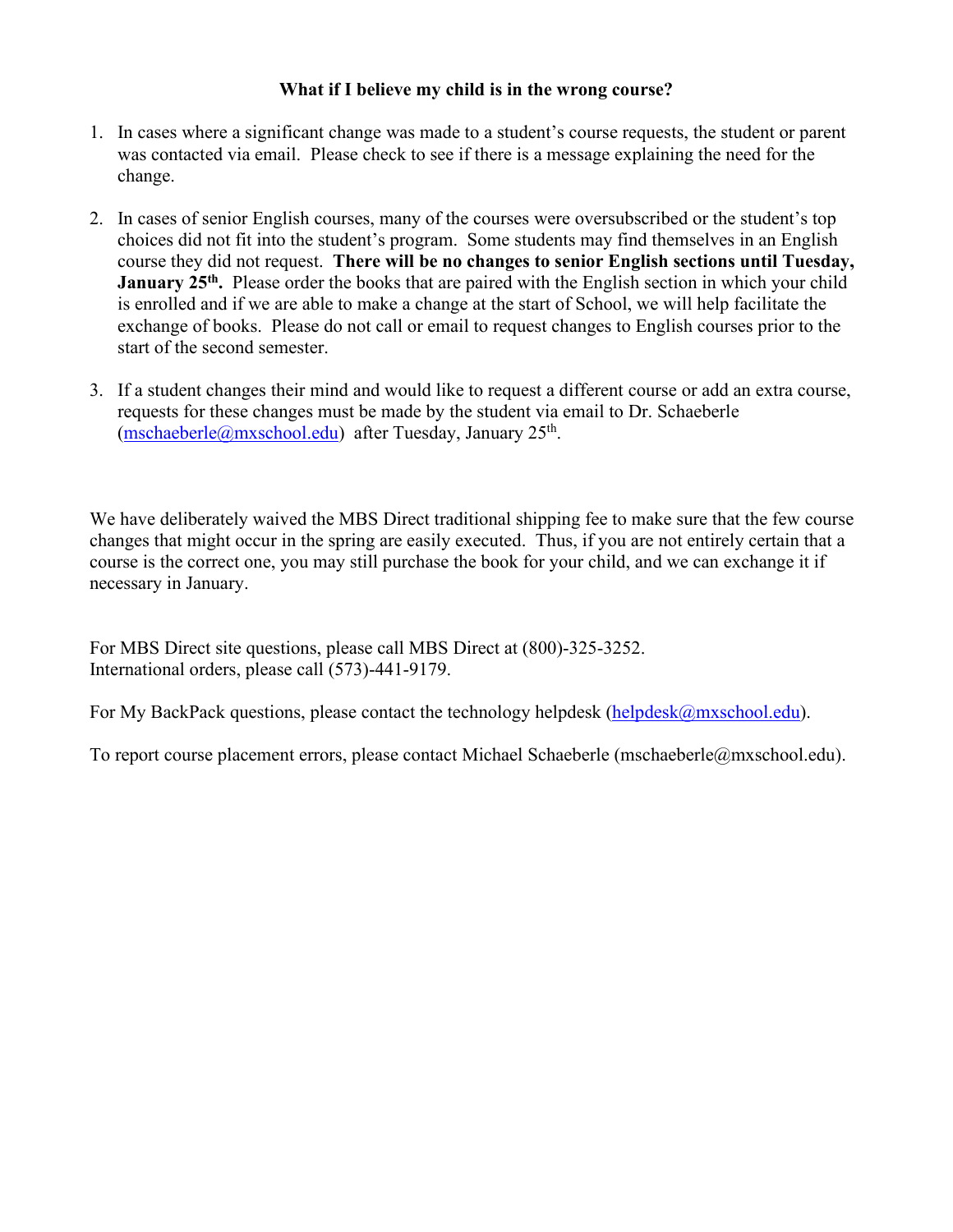**What if I believe my child is in the wrong course?**

1. In cases where a significant change was made to a student's course requests, the student or parent was contacted via email. Please check to see if there is a message explaining the need for the change.

2. In cases of senior English courses, many of the courses were oversubscribed or the student's top choices did not fit into the student's program. Some students may find themselves in an English course they did not request. **There will be no changes to senior English sections until Tuesday, January 25th.** Please order the books that are paired with the English section in which your child is enrolled and if we are able to make a change at the start of School, we will help facilitate the exchange of books. Please do not call or email to request changes to English courses prior to the start of the second semester.

3. If a student changes their mind and would like to request a different course or add an extra course, requests for these changes must be made by the student via email to Dr. Schaeberle (mschaeberle@mxschool.edu) after Tuesday, January 25th.

We have deliberately waived the MBS Direct traditional shipping fee to make sure that the few course changes that might occur in the spring are easily executed. Thus, if you are not entirely certain that a course is the correct one, you may still purchase the book for your child, and we can exchange it if necessary in January.

For MBS Direct site questions, please call MBS Direct at (800)-325-3252.
International orders, please call (573)-441-9179.

For My BackPack questions, please contact the technology helpdesk (helpdesk@mxschool.edu).

To report course placement errors, please contact Michael Schaeberle (mschaeberle@mxschool.edu).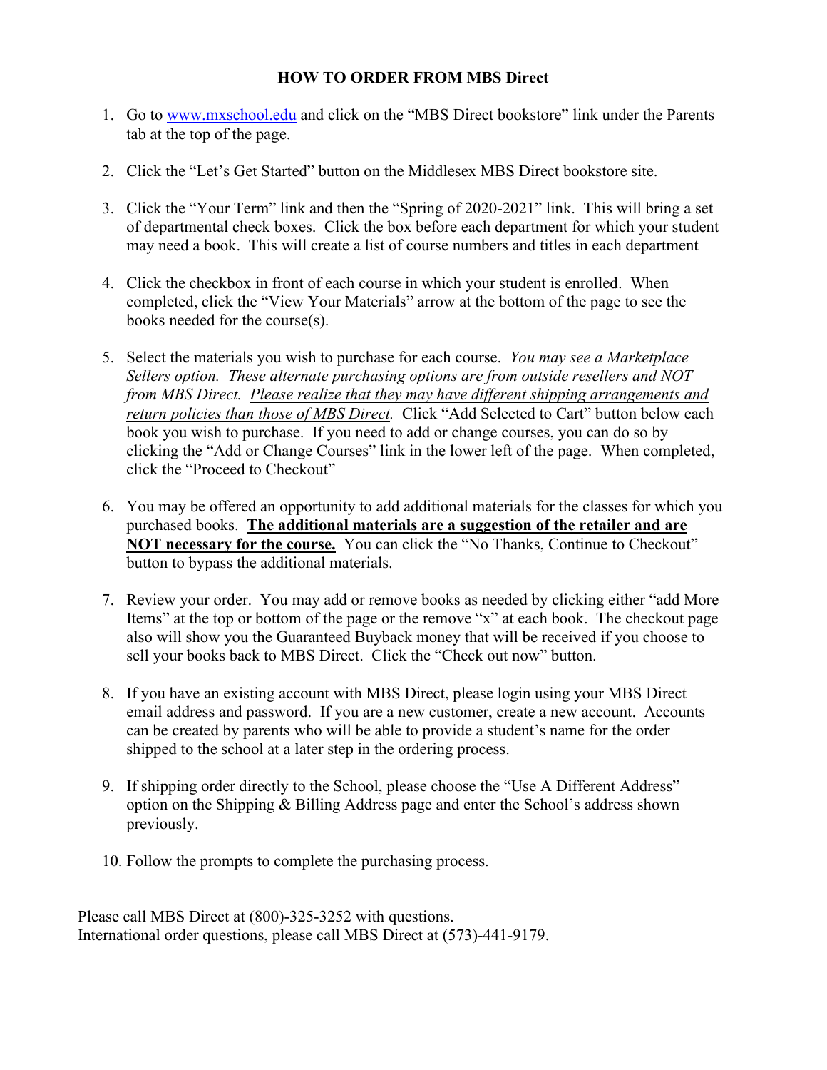# HOW TO ORDER FROM MBS Direct

1. Go to [www.mxschool.edu](http://www.mxschool.edu) and click on the "MBS Direct bookstore" link under the Parents tab at the top of the page.

2. Click the "Let's Get Started" button on the Middlesex MBS Direct bookstore site.

3. Click the "Your Term" link and then the "Spring of 2020-2021" link. This will bring a set of departmental check boxes. Click the box before each department for which your student may need a book. This will create a list of course numbers and titles in each department

4. Click the checkbox in front of each course in which your student is enrolled. When completed, click the "View Your Materials" arrow at the bottom of the page to see the books needed for the course(s).

5. Select the materials you wish to purchase for each course. *You may see a Marketplace Sellers option. These alternate purchasing options are from outside resellers and NOT from MBS Direct. <u>Please realize that they may have different shipping arrangements and return policies than those of MBS Direct</u>.* Click "Add Selected to Cart" button below each book you wish to purchase. If you need to add or change courses, you can do so by clicking the "Add or Change Courses" link in the lower left of the page. When completed, click the "Proceed to Checkout"

6. You may be offered an opportunity to add additional materials for the classes for which you purchased books. **<u>The additional materials are a suggestion of the retailer and are NOT necessary for the course.</u>** You can click the "No Thanks, Continue to Checkout" button to bypass the additional materials.

7. Review your order. You may add or remove books as needed by clicking either "add More Items" at the top or bottom of the page or the remove "x" at each book. The checkout page also will show you the Guaranteed Buyback money that will be received if you choose to sell your books back to MBS Direct. Click the "Check out now" button.

8. If you have an existing account with MBS Direct, please login using your MBS Direct email address and password. If you are a new customer, create a new account. Accounts can be created by parents who will be able to provide a student's name for the order shipped to the school at a later step in the ordering process.

9. If shipping order directly to the School, please choose the "Use A Different Address" option on the Shipping & Billing Address page and enter the School's address shown previously.

10. Follow the prompts to complete the purchasing process.

Please call MBS Direct at (800)-325-3252 with questions.
International order questions, please call MBS Direct at (573)-441-9179.